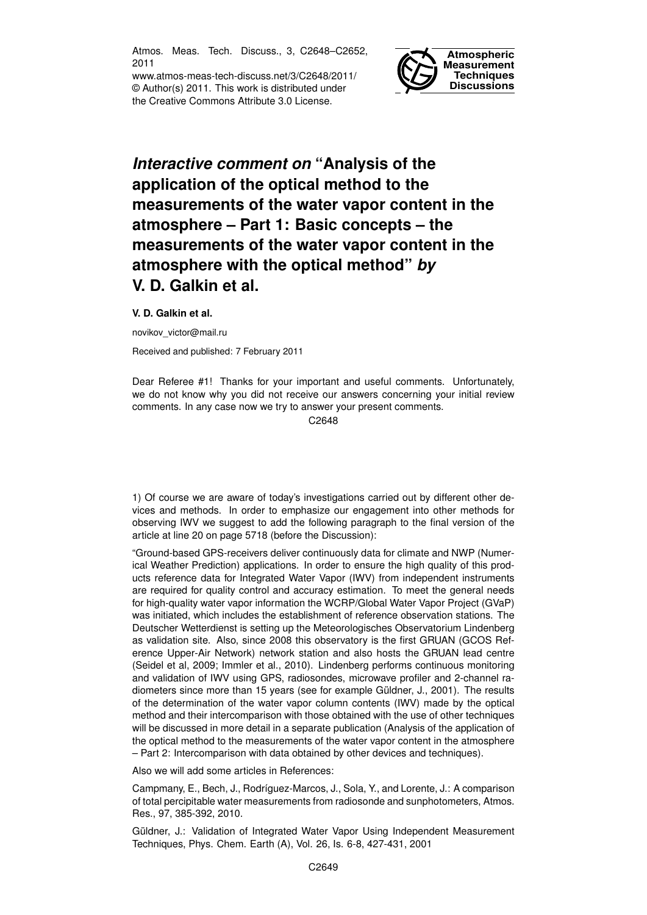# *Interactive comment on* "Analysis of the application of the optical method to the measurements of the water vapor content in the atmosphere – Part 1: Basic concepts – the measurements of the water vapor content in the atmosphere with the optical method" *by* V. D. Galkin et al.

**V. D. Galkin et al.**

novikov_victor@mail.ru

Received and published: 7 February 2011

Dear Referee #1! Thanks for your important and useful comments. Unfortunately, we do not know why you did not receive our answers concerning your initial review comments. In any case now we try to answer your present comments.

1) Of course we are aware of today's investigations carried out by different other devices and methods. In order to emphasize our engagement into other methods for observing IWV we suggest to add the following paragraph to the final version of the article at line 20 on page 5718 (before the Discussion):

"Ground-based GPS-receivers deliver continuously data for climate and NWP (Numerical Weather Prediction) applications. In order to ensure the high quality of this products reference data for Integrated Water Vapor (IWV) from independent instruments are required for quality control and accuracy estimation. To meet the general needs for high-quality water vapor information the WCRP/Global Water Vapor Project (GVaP) was initiated, which includes the establishment of reference observation stations. The Deutscher Wetterdienst is setting up the Meteorologisches Observatorium Lindenberg as validation site. Also, since 2008 this observatory is the first GRUAN (GCOS Reference Upper-Air Network) network station and also hosts the GRUAN lead centre (Seidel et al, 2009; Immler et al., 2010). Lindenberg performs continuous monitoring and validation of IWV using GPS, radiosondes, microwave profiler and 2-channel radiometers since more than 15 years (see for example Güldner, J., 2001). The results of the determination of the water vapor column contents (IWV) made by the optical method and their intercomparison with those obtained with the use of other techniques will be discussed in more detail in a separate publication (Analysis of the application of the optical method to the measurements of the water vapor content in the atmosphere – Part 2: Intercomparison with data obtained by other devices and techniques).

Also we will add some articles in References:

Campmany, E., Bech, J., Rodríguez-Marcos, J., Sola, Y., and Lorente, J.: A comparison of total percipitable water measurements from radiosonde and sunphotometers, Atmos. Res., 97, 385-392, 2010.

Güldner, J.: Validation of Integrated Water Vapor Using Independent Measurement Techniques, Phys. Chem. Earth (A), Vol. 26, Is. 6-8, 427-431, 2001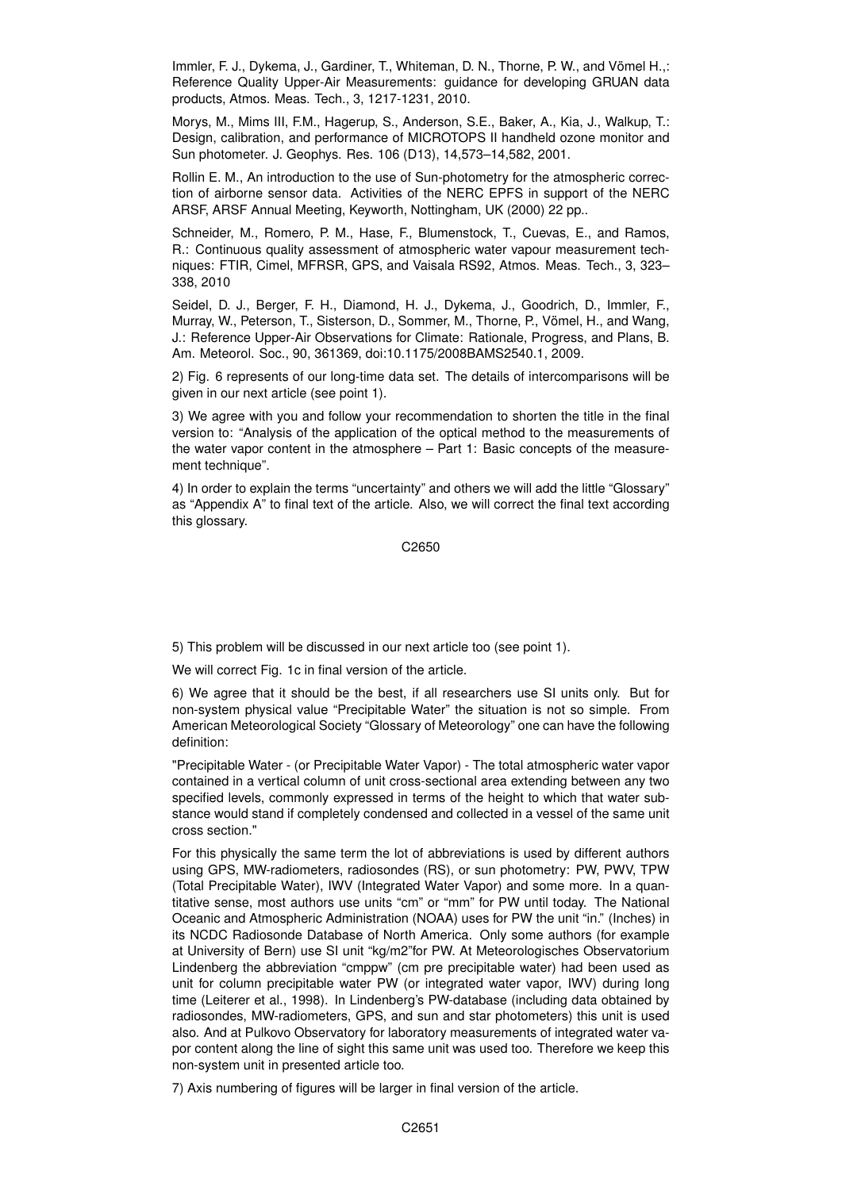Immler, F. J., Dykema, J., Gardiner, T., Whiteman, D. N., Thorne, P. W., and Vömel H.,: Reference Quality Upper-Air Measurements: guidance for developing GRUAN data products, Atmos. Meas. Tech., 3, 1217-1231, 2010.

Morys, M., Mims III, F.M., Hagerup, S., Anderson, S.E., Baker, A., Kia, J., Walkup, T.: Design, calibration, and performance of MICROTOPS II handheld ozone monitor and Sun photometer. J. Geophys. Res. 106 (D13), 14,573–14,582, 2001.

Rollin E. M., An introduction to the use of Sun-photometry for the atmospheric correction of airborne sensor data. Activities of the NERC EPFS in support of the NERC ARSF, ARSF Annual Meeting, Keyworth, Nottingham, UK (2000) 22 pp..

Schneider, M., Romero, P. M., Hase, F., Blumenstock, T., Cuevas, E., and Ramos, R.: Continuous quality assessment of atmospheric water vapour measurement techniques: FTIR, Cimel, MFRSR, GPS, and Vaisala RS92, Atmos. Meas. Tech., 3, 323–338, 2010

Seidel, D. J., Berger, F. H., Diamond, H. J., Dykema, J., Goodrich, D., Immler, F., Murray, W., Peterson, T., Sisterson, D., Sommer, M., Thorne, P., Vömel, H., and Wang, J.: Reference Upper-Air Observations for Climate: Rationale, Progress, and Plans, B. Am. Meteorol. Soc., 90, 361369, doi:10.1175/2008BAMS2540.1, 2009.

2) Fig. 6 represents of our long-time data set. The details of intercomparisons will be given in our next article (see point 1).

3) We agree with you and follow your recommendation to shorten the title in the final version to: "Analysis of the application of the optical method to the measurements of the water vapor content in the atmosphere – Part 1: Basic concepts of the measurement technique".

4) In order to explain the terms "uncertainty" and others we will add the little "Glossary" as "Appendix A" to final text of the article. Also, we will correct the final text according this glossary.

5) This problem will be discussed in our next article too (see point 1).

We will correct Fig. 1c in final version of the article.

6) We agree that it should be the best, if all researchers use SI units only. But for non-system physical value "Precipitable Water" the situation is not so simple. From American Meteorological Society "Glossary of Meteorology" one can have the following definition:

"Precipitable Water - (or Precipitable Water Vapor) - The total atmospheric water vapor contained in a vertical column of unit cross-sectional area extending between any two specified levels, commonly expressed in terms of the height to which that water substance would stand if completely condensed and collected in a vessel of the same unit cross section."

For this physically the same term the lot of abbreviations is used by different authors using GPS, MW-radiometers, radiosondes (RS), or sun photometry: PW, PWV, TPW (Total Precipitable Water), IWV (Integrated Water Vapor) and some more. In a quantitative sense, most authors use units "cm" or "mm" for PW until today. The National Oceanic and Atmospheric Administration (NOAA) uses for PW the unit "in." (Inches) in its NCDC Radiosonde Database of North America. Only some authors (for example at University of Bern) use SI unit "kg/m2"for PW. At Meteorologisches Observatorium Lindenberg the abbreviation "cmppw" (cm pre precipitable water) had been used as unit for column precipitable water PW (or integrated water vapor, IWV) during long time (Leiterer et al., 1998). In Lindenberg's PW-database (including data obtained by radiosondes, MW-radiometers, GPS, and sun and star photometers) this unit is used also. And at Pulkovo Observatory for laboratory measurements of integrated water vapor content along the line of sight this same unit was used too. Therefore we keep this non-system unit in presented article too.

7) Axis numbering of figures will be larger in final version of the article.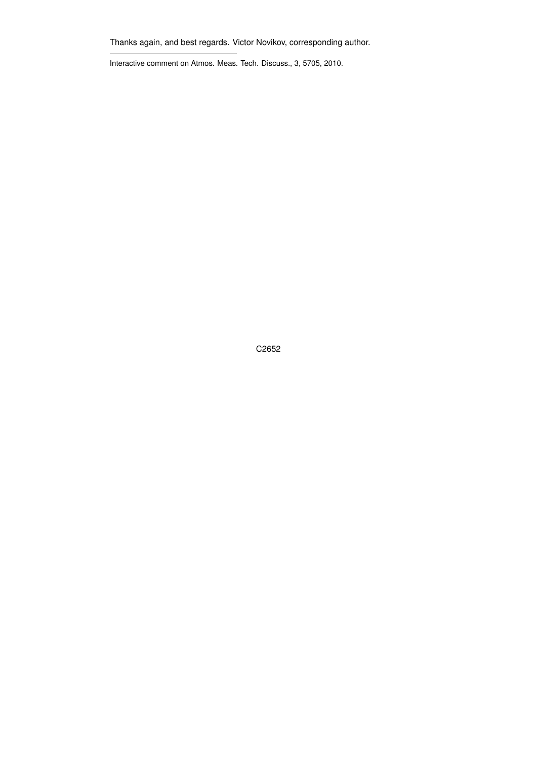Thanks again, and best regards. Victor Novikov, corresponding author.